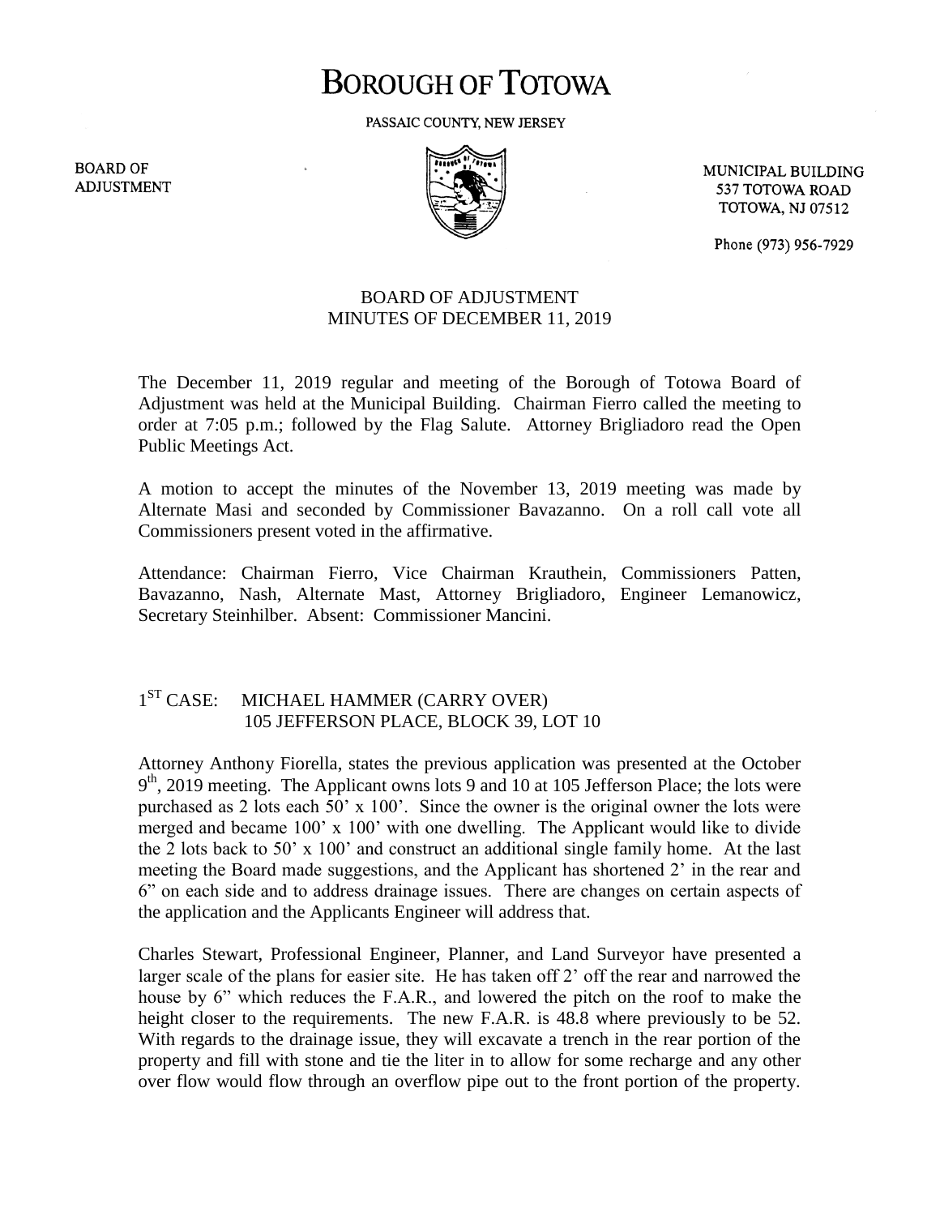# BOROUGH OF TOTOWA

PASSAIC COUNTY, NEW JERSEY

BOARD OF ADJUSTMENT

MUNICIPAL BUILDING
537 TOTOWA ROAD
TOTOWA, NJ 07512

Phone (973) 956-7929

## BOARD OF ADJUSTMENT
## MINUTES OF DECEMBER 11, 2019

The December 11, 2019 regular and meeting of the Borough of Totowa Board of Adjustment was held at the Municipal Building. Chairman Fierro called the meeting to order at 7:05 p.m.; followed by the Flag Salute. Attorney Brigliadoro read the Open Public Meetings Act.

A motion to accept the minutes of the November 13, 2019 meeting was made by Alternate Masi and seconded by Commissioner Bavazanno. On a roll call vote all Commissioners present voted in the affirmative.

Attendance: Chairman Fierro, Vice Chairman Krauthein, Commissioners Patten, Bavazanno, Nash, Alternate Mast, Attorney Brigliadoro, Engineer Lemanowicz, Secretary Steinhilber. Absent: Commissioner Mancini.

1ST CASE: MICHAEL HAMMER (CARRY OVER)
105 JEFFERSON PLACE, BLOCK 39, LOT 10

Attorney Anthony Fiorella, states the previous application was presented at the October 9th, 2019 meeting. The Applicant owns lots 9 and 10 at 105 Jefferson Place; the lots were purchased as 2 lots each 50' x 100'. Since the owner is the original owner the lots were merged and became 100' x 100' with one dwelling. The Applicant would like to divide the 2 lots back to 50' x 100' and construct an additional single family home. At the last meeting the Board made suggestions, and the Applicant has shortened 2' in the rear and 6" on each side and to address drainage issues. There are changes on certain aspects of the application and the Applicants Engineer will address that.

Charles Stewart, Professional Engineer, Planner, and Land Surveyor have presented a larger scale of the plans for easier site. He has taken off 2' off the rear and narrowed the house by 6" which reduces the F.A.R., and lowered the pitch on the roof to make the height closer to the requirements. The new F.A.R. is 48.8 where previously to be 52. With regards to the drainage issue, they will excavate a trench in the rear portion of the property and fill with stone and tie the liter in to allow for some recharge and any other over flow would flow through an overflow pipe out to the front portion of the property.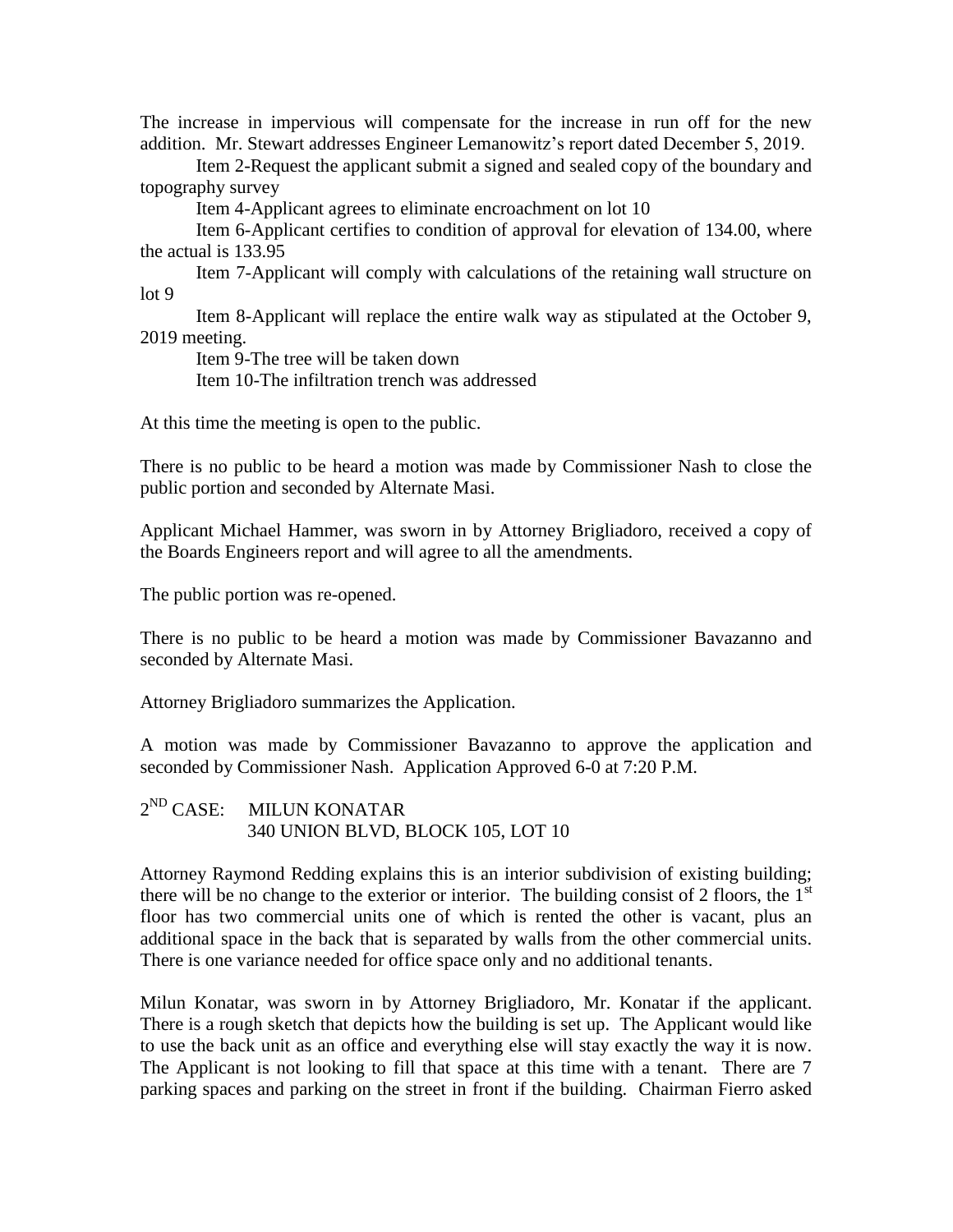The increase in impervious will compensate for the increase in run off for the new addition. Mr. Stewart addresses Engineer Lemanowitz's report dated December 5, 2019.

Item 2-Request the applicant submit a signed and sealed copy of the boundary and topography survey

Item 4-Applicant agrees to eliminate encroachment on lot 10

Item 6-Applicant certifies to condition of approval for elevation of 134.00, where the actual is 133.95

Item 7-Applicant will comply with calculations of the retaining wall structure on lot 9

Item 8-Applicant will replace the entire walk way as stipulated at the October 9, 2019 meeting.

Item 9-The tree will be taken down

Item 10-The infiltration trench was addressed

At this time the meeting is open to the public.

There is no public to be heard a motion was made by Commissioner Nash to close the public portion and seconded by Alternate Masi.

Applicant Michael Hammer, was sworn in by Attorney Brigliadoro, received a copy of the Boards Engineers report and will agree to all the amendments.

The public portion was re-opened.

There is no public to be heard a motion was made by Commissioner Bavazanno and seconded by Alternate Masi.

Attorney Brigliadoro summarizes the Application.

A motion was made by Commissioner Bavazanno to approve the application and seconded by Commissioner Nash. Application Approved 6-0 at 7:20 P.M.

2[ND] CASE: MILUN KONATAR
340 UNION BLVD, BLOCK 105, LOT 10

Attorney Raymond Redding explains this is an interior subdivision of existing building; there will be no change to the exterior or interior. The building consist of 2 floors, the 1[st] floor has two commercial units one of which is rented the other is vacant, plus an additional space in the back that is separated by walls from the other commercial units. There is one variance needed for office space only and no additional tenants.

Milun Konatar, was sworn in by Attorney Brigliadoro, Mr. Konatar if the applicant. There is a rough sketch that depicts how the building is set up. The Applicant would like to use the back unit as an office and everything else will stay exactly the way it is now. The Applicant is not looking to fill that space at this time with a tenant. There are 7 parking spaces and parking on the street in front if the building. Chairman Fierro asked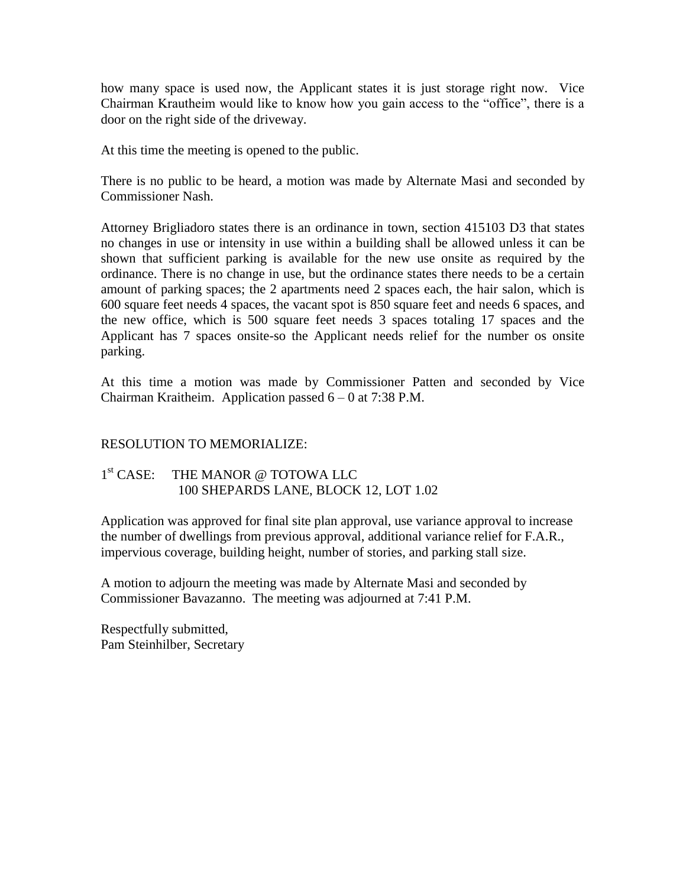how many space is used now, the Applicant states it is just storage right now. Vice Chairman Krautheim would like to know how you gain access to the "office", there is a door on the right side of the driveway.

At this time the meeting is opened to the public.

There is no public to be heard, a motion was made by Alternate Masi and seconded by Commissioner Nash.

Attorney Brigliadoro states there is an ordinance in town, section 415103 D3 that states no changes in use or intensity in use within a building shall be allowed unless it can be shown that sufficient parking is available for the new use onsite as required by the ordinance. There is no change in use, but the ordinance states there needs to be a certain amount of parking spaces; the 2 apartments need 2 spaces each, the hair salon, which is 600 square feet needs 4 spaces, the vacant spot is 850 square feet and needs 6 spaces, and the new office, which is 500 square feet needs 3 spaces totaling 17 spaces and the Applicant has 7 spaces onsite-so the Applicant needs relief for the number os onsite parking.

At this time a motion was made by Commissioner Patten and seconded by Vice Chairman Kraitheim. Application passed 6 – 0 at 7:38 P.M.

RESOLUTION TO MEMORIALIZE:

1st CASE: THE MANOR @ TOTOWA LLC
100 SHEPARDS LANE, BLOCK 12, LOT 1.02

Application was approved for final site plan approval, use variance approval to increase the number of dwellings from previous approval, additional variance relief for F.A.R., impervious coverage, building height, number of stories, and parking stall size.

A motion to adjourn the meeting was made by Alternate Masi and seconded by Commissioner Bavazanno. The meeting was adjourned at 7:41 P.M.

Respectfully submitted,
Pam Steinhilber, Secretary